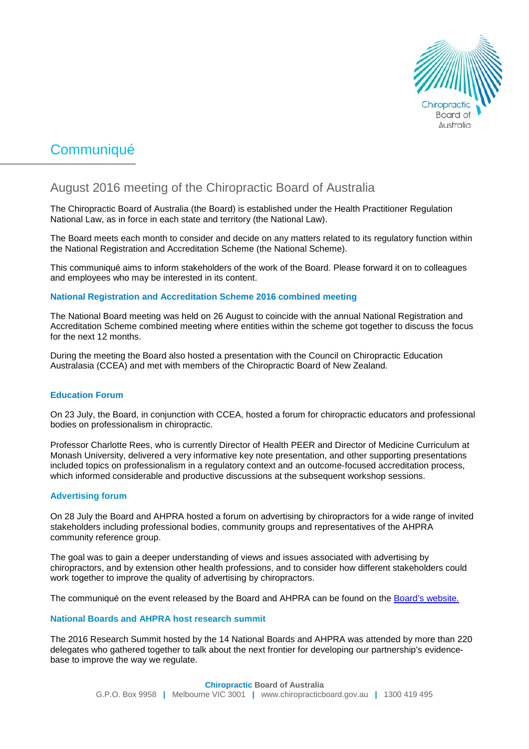# Communiqué

## August 2016 meeting of the Chiropractic Board of Australia

The Chiropractic Board of Australia (the Board) is established under the Health Practitioner Regulation National Law, as in force in each state and territory (the National Law).

The Board meets each month to consider and decide on any matters related to its regulatory function within the National Registration and Accreditation Scheme (the National Scheme).

This communiqué aims to inform stakeholders of the work of the Board. Please forward it on to colleagues and employees who may be interested in its content.

### National Registration and Accreditation Scheme 2016 combined meeting

The National Board meeting was held on 26 August to coincide with the annual National Registration and Accreditation Scheme combined meeting where entities within the scheme got together to discuss the focus for the next 12 months.

During the meeting the Board also hosted a presentation with the Council on Chiropractic Education Australasia (CCEA) and met with members of the Chiropractic Board of New Zealand.

### Education Forum

On 23 July, the Board, in conjunction with CCEA, hosted a forum for chiropractic educators and professional bodies on professionalism in chiropractic.

Professor Charlotte Rees, who is currently Director of Health PEER and Director of Medicine Curriculum at Monash University, delivered a very informative key note presentation, and other supporting presentations included topics on professionalism in a regulatory context and an outcome-focused accreditation process, which informed considerable and productive discussions at the subsequent workshop sessions.

### Advertising forum

On 28 July the Board and AHPRA hosted a forum on advertising by chiropractors for a wide range of invited stakeholders including professional bodies, community groups and representatives of the AHPRA community reference group.

The goal was to gain a deeper understanding of views and issues associated with advertising by chiropractors, and by extension other health professions, and to consider how different stakeholders could work together to improve the quality of advertising by chiropractors.

The communiqué on the event released by the Board and AHPRA can be found on the Board's website.

### National Boards and AHPRA host research summit

The 2016 Research Summit hosted by the 14 National Boards and AHPRA was attended by more than 220 delegates who gathered together to talk about the next frontier for developing our partnership's evidence-base to improve the way we regulate.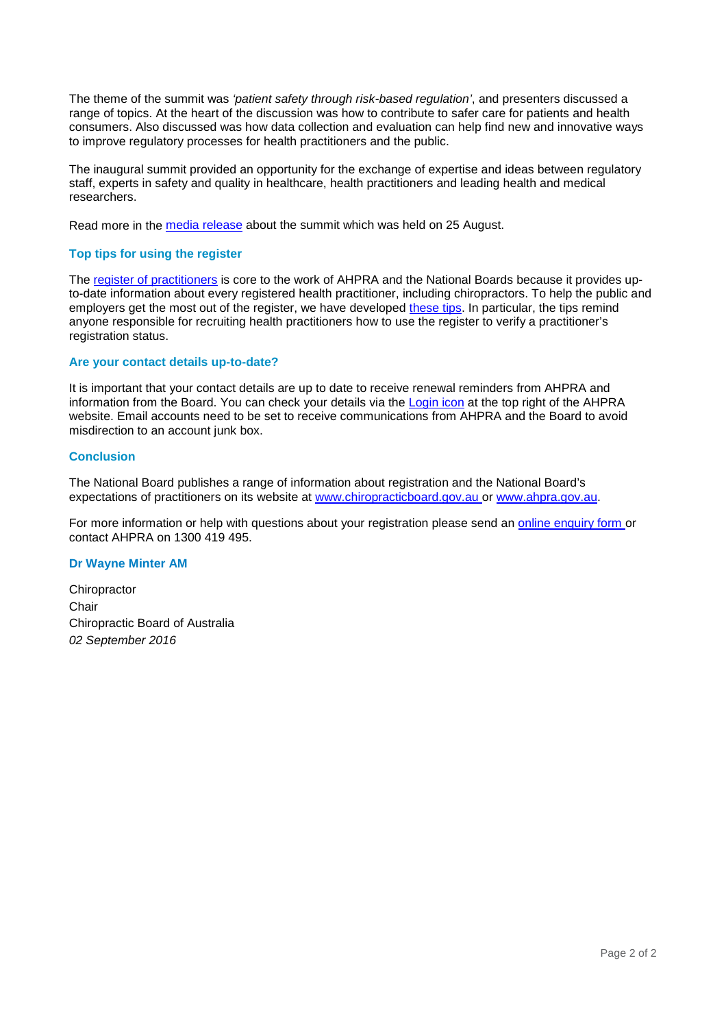The theme of the summit was *'patient safety through risk-based regulation'*, and presenters discussed a range of topics. At the heart of the discussion was how to contribute to safer care for patients and health consumers. Also discussed was how data collection and evaluation can help find new and innovative ways to improve regulatory processes for health practitioners and the public.

The inaugural summit provided an opportunity for the exchange of expertise and ideas between regulatory staff, experts in safety and quality in healthcare, health practitioners and leading health and medical researchers.

Read more in the media release about the summit which was held on 25 August.

### Top tips for using the register

The register of practitioners is core to the work of AHPRA and the National Boards because it provides up-to-date information about every registered health practitioner, including chiropractors. To help the public and employers get the most out of the register, we have developed these tips. In particular, the tips remind anyone responsible for recruiting health practitioners how to use the register to verify a practitioner's registration status.

### Are your contact details up-to-date?

It is important that your contact details are up to date to receive renewal reminders from AHPRA and information from the Board. You can check your details via the Login icon at the top right of the AHPRA website. Email accounts need to be set to receive communications from AHPRA and the Board to avoid misdirection to an account junk box.

### Conclusion

The National Board publishes a range of information about registration and the National Board's expectations of practitioners on its website at www.chiropracticboard.gov.au or www.ahpra.gov.au.

For more information or help with questions about your registration please send an online enquiry form or contact AHPRA on 1300 419 495.

**Dr Wayne Minter AM**

Chiropractor
Chair
Chiropractic Board of Australia
*02 September 2016*